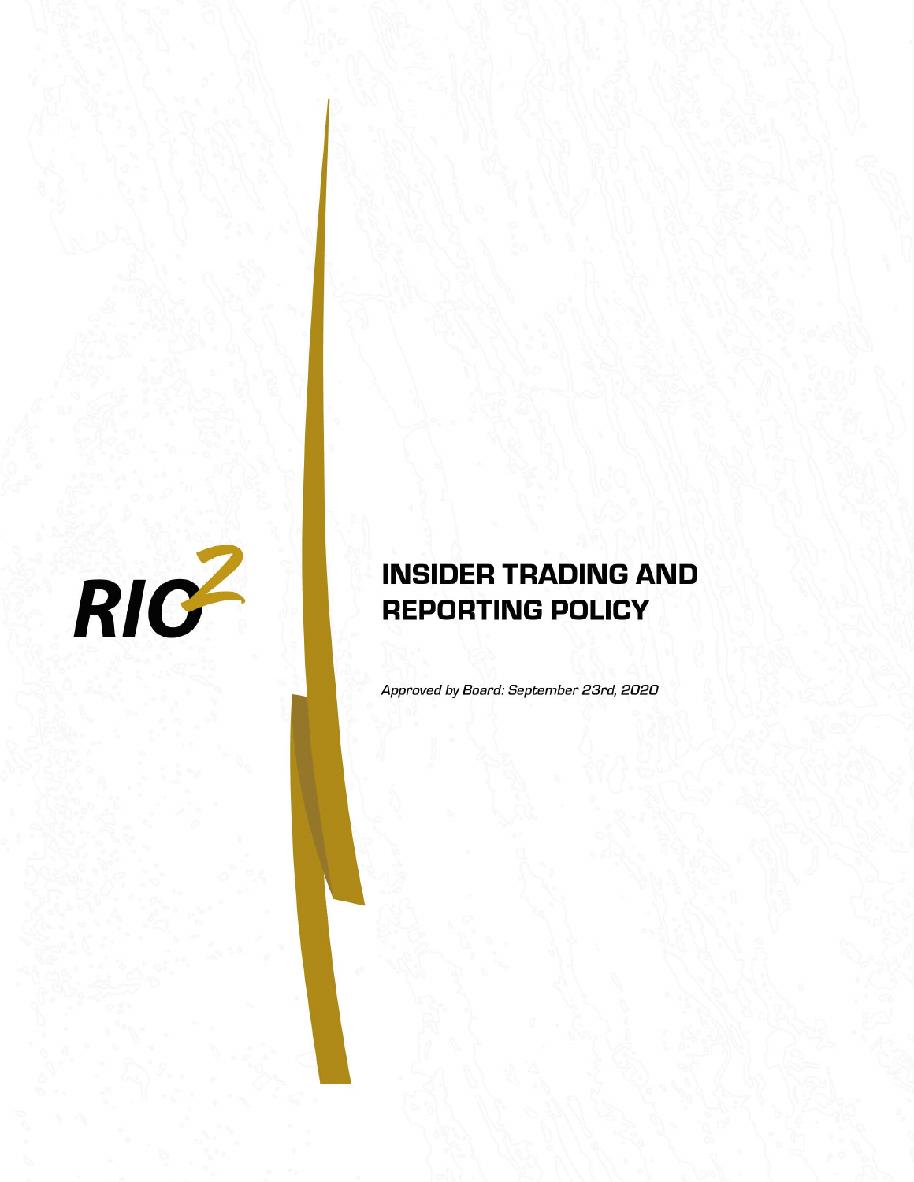RIO2

# INSIDER TRADING AND REPORTING POLICY

*Approved by Board: September 23rd, 2020*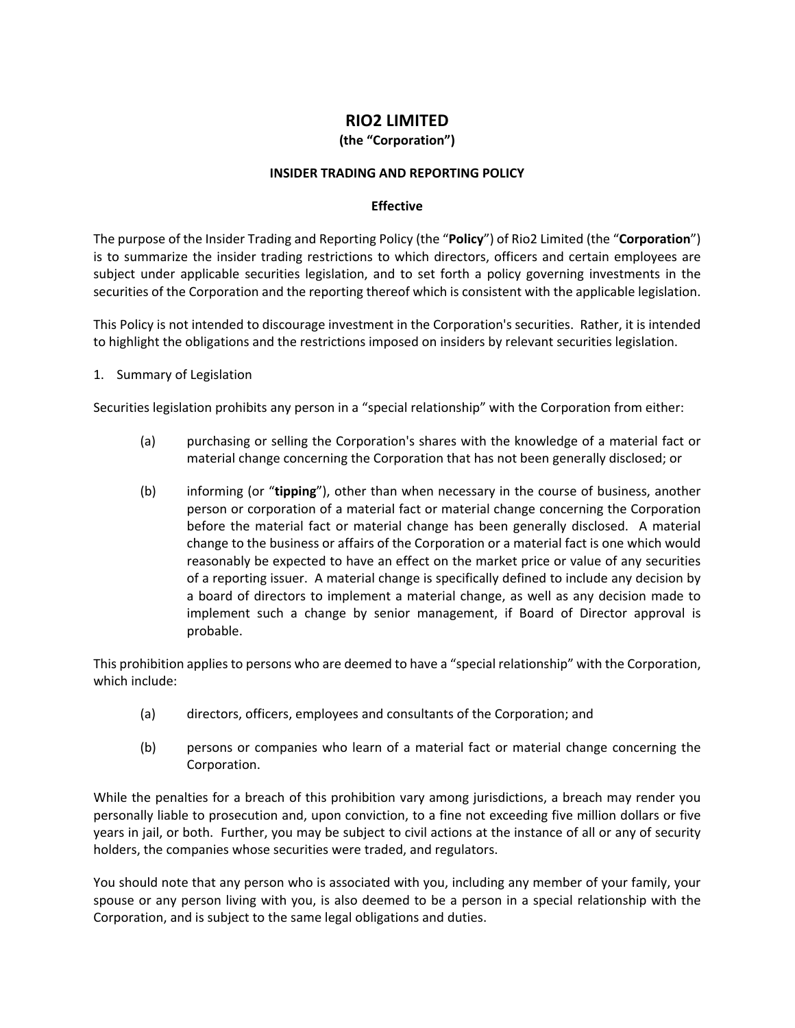# RIO2 LIMITED

**(the "Corporation")**

**INSIDER TRADING AND REPORTING POLICY**

**Effective**

The purpose of the Insider Trading and Reporting Policy (the "**Policy**") of Rio2 Limited (the "**Corporation**") is to summarize the insider trading restrictions to which directors, officers and certain employees are subject under applicable securities legislation, and to set forth a policy governing investments in the securities of the Corporation and the reporting thereof which is consistent with the applicable legislation.

This Policy is not intended to discourage investment in the Corporation's securities. Rather, it is intended to highlight the obligations and the restrictions imposed on insiders by relevant securities legislation.

1. Summary of Legislation

Securities legislation prohibits any person in a "special relationship" with the Corporation from either:

(a) purchasing or selling the Corporation's shares with the knowledge of a material fact or material change concerning the Corporation that has not been generally disclosed; or

(b) informing (or "**tipping**"), other than when necessary in the course of business, another person or corporation of a material fact or material change concerning the Corporation before the material fact or material change has been generally disclosed. A material change to the business or affairs of the Corporation or a material fact is one which would reasonably be expected to have an effect on the market price or value of any securities of a reporting issuer. A material change is specifically defined to include any decision by a board of directors to implement a material change, as well as any decision made to implement such a change by senior management, if Board of Director approval is probable.

This prohibition applies to persons who are deemed to have a "special relationship" with the Corporation, which include:

(a) directors, officers, employees and consultants of the Corporation; and

(b) persons or companies who learn of a material fact or material change concerning the Corporation.

While the penalties for a breach of this prohibition vary among jurisdictions, a breach may render you personally liable to prosecution and, upon conviction, to a fine not exceeding five million dollars or five years in jail, or both. Further, you may be subject to civil actions at the instance of all or any of security holders, the companies whose securities were traded, and regulators.

You should note that any person who is associated with you, including any member of your family, your spouse or any person living with you, is also deemed to be a person in a special relationship with the Corporation, and is subject to the same legal obligations and duties.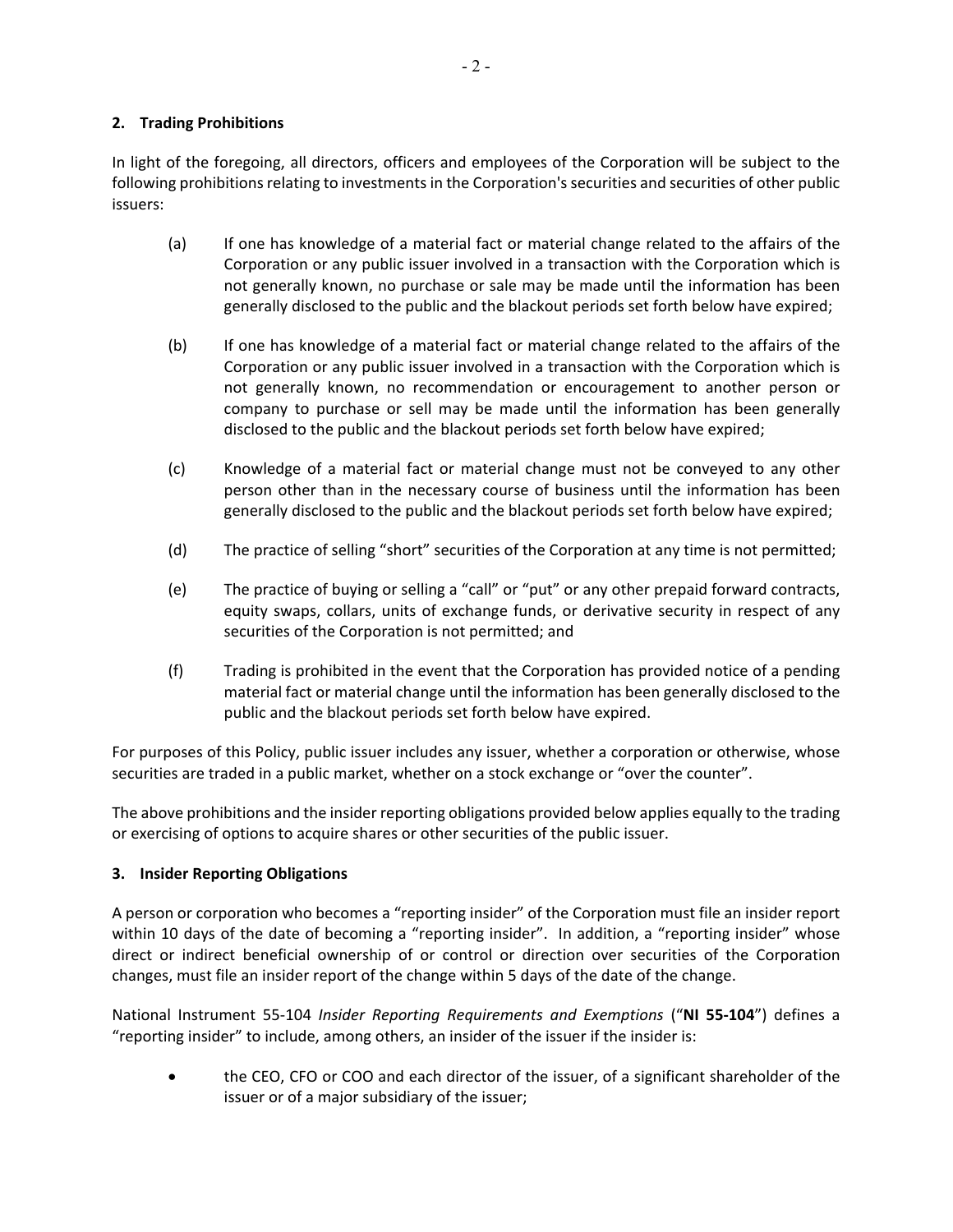## 2. Trading Prohibitions

In light of the foregoing, all directors, officers and employees of the Corporation will be subject to the following prohibitions relating to investments in the Corporation's securities and securities of other public issuers:

(a) If one has knowledge of a material fact or material change related to the affairs of the Corporation or any public issuer involved in a transaction with the Corporation which is not generally known, no purchase or sale may be made until the information has been generally disclosed to the public and the blackout periods set forth below have expired;

(b) If one has knowledge of a material fact or material change related to the affairs of the Corporation or any public issuer involved in a transaction with the Corporation which is not generally known, no recommendation or encouragement to another person or company to purchase or sell may be made until the information has been generally disclosed to the public and the blackout periods set forth below have expired;

(c) Knowledge of a material fact or material change must not be conveyed to any other person other than in the necessary course of business until the information has been generally disclosed to the public and the blackout periods set forth below have expired;

(d) The practice of selling "short" securities of the Corporation at any time is not permitted;

(e) The practice of buying or selling a "call" or "put" or any other prepaid forward contracts, equity swaps, collars, units of exchange funds, or derivative security in respect of any securities of the Corporation is not permitted; and

(f) Trading is prohibited in the event that the Corporation has provided notice of a pending material fact or material change until the information has been generally disclosed to the public and the blackout periods set forth below have expired.

For purposes of this Policy, public issuer includes any issuer, whether a corporation or otherwise, whose securities are traded in a public market, whether on a stock exchange or "over the counter".

The above prohibitions and the insider reporting obligations provided below applies equally to the trading or exercising of options to acquire shares or other securities of the public issuer.

## 3. Insider Reporting Obligations

A person or corporation who becomes a "reporting insider" of the Corporation must file an insider report within 10 days of the date of becoming a "reporting insider". In addition, a "reporting insider" whose direct or indirect beneficial ownership of or control or direction over securities of the Corporation changes, must file an insider report of the change within 5 days of the date of the change.

National Instrument 55-104 *Insider Reporting Requirements and Exemptions* ("**NI 55-104**") defines a "reporting insider" to include, among others, an insider of the issuer if the insider is:

- the CEO, CFO or COO and each director of the issuer, of a significant shareholder of the issuer or of a major subsidiary of the issuer;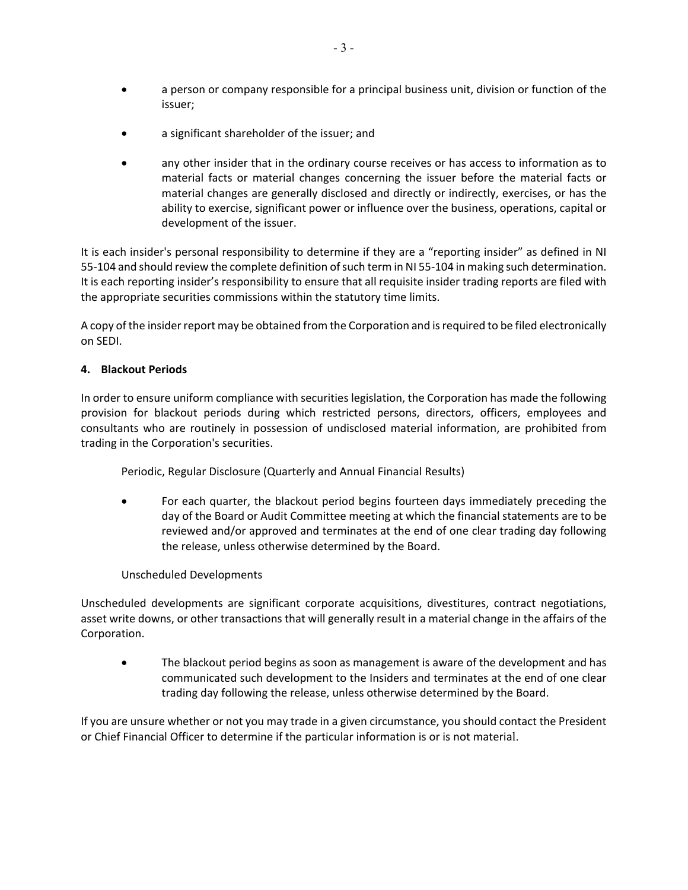- a person or company responsible for a principal business unit, division or function of the issuer;
- a significant shareholder of the issuer; and
- any other insider that in the ordinary course receives or has access to information as to material facts or material changes concerning the issuer before the material facts or material changes are generally disclosed and directly or indirectly, exercises, or has the ability to exercise, significant power or influence over the business, operations, capital or development of the issuer.

It is each insider's personal responsibility to determine if they are a "reporting insider" as defined in NI 55-104 and should review the complete definition of such term in NI 55-104 in making such determination. It is each reporting insider's responsibility to ensure that all requisite insider trading reports are filed with the appropriate securities commissions within the statutory time limits.

A copy of the insider report may be obtained from the Corporation and is required to be filed electronically on SEDI.

**4. Blackout Periods**

In order to ensure uniform compliance with securities legislation, the Corporation has made the following provision for blackout periods during which restricted persons, directors, officers, employees and consultants who are routinely in possession of undisclosed material information, are prohibited from trading in the Corporation's securities.

Periodic, Regular Disclosure (Quarterly and Annual Financial Results)

- For each quarter, the blackout period begins fourteen days immediately preceding the day of the Board or Audit Committee meeting at which the financial statements are to be reviewed and/or approved and terminates at the end of one clear trading day following the release, unless otherwise determined by the Board.

Unscheduled Developments

Unscheduled developments are significant corporate acquisitions, divestitures, contract negotiations, asset write downs, or other transactions that will generally result in a material change in the affairs of the Corporation.

- The blackout period begins as soon as management is aware of the development and has communicated such development to the Insiders and terminates at the end of one clear trading day following the release, unless otherwise determined by the Board.

If you are unsure whether or not you may trade in a given circumstance, you should contact the President or Chief Financial Officer to determine if the particular information is or is not material.